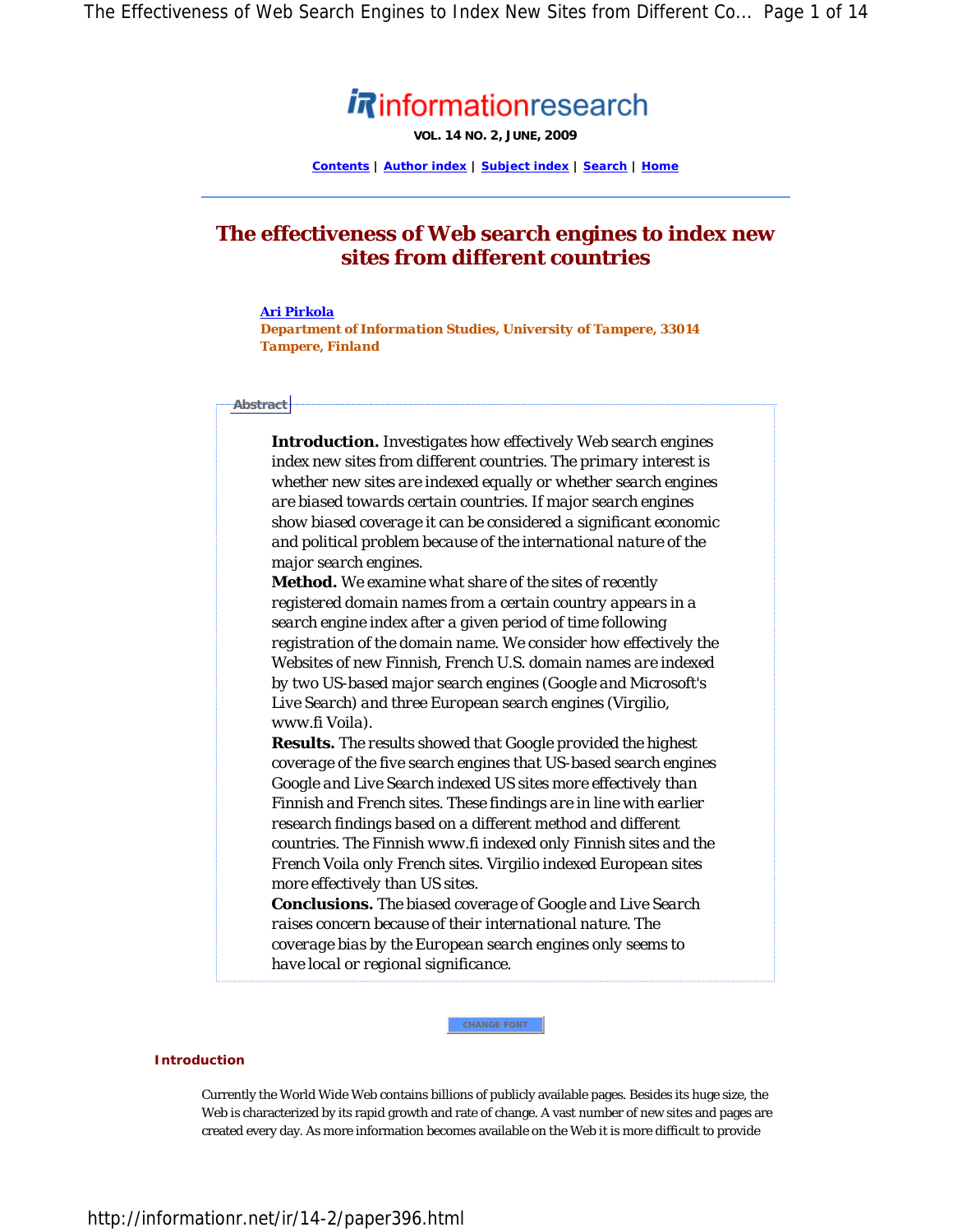# informationresearch

**VOL. 14 NO. 2, JUNE, 2009**

Contents | Author index | Subject index | Search | Home

## The effectiveness of Web search engines to index new sites from different countries

**Ari Pirkola**
**Department of Information Studies, University of Tampere, 33014 Tampere, Finland**

**Abstract**

> **Introduction.** Investigates how effectively Web search engines index new sites from different countries. The primary interest is whether new sites are indexed equally or whether search engines are biased towards certain countries. If major search engines show biased coverage it can be considered a significant economic and political problem because of the international nature of the major search engines.
> **Method.** We examine what share of the sites of recently registered domain names from a certain country appears in a search engine index after a given period of time following registration of the domain name. We consider how effectively the Websites of new Finnish, French U.S. domain names are indexed by two US-based major search engines (Google and Microsoft's Live Search) and three European search engines (Virgilio, www.fi Voila).
> **Results.** The results showed that Google provided the highest coverage of the five search engines that US-based search engines Google and Live Search indexed US sites more effectively than Finnish and French sites. These findings are in line with earlier research findings based on a different method and different countries. The Finnish www.fi indexed only Finnish sites and the French Voila only French sites. Virgilio indexed European sites more effectively than US sites.
> **Conclusions.** The biased coverage of Google and Live Search raises concern because of their international nature. The coverage bias by the European search engines only seems to have local or regional significance.

CHANGE FONT

### Introduction

Currently the World Wide Web contains billions of publicly available pages. Besides its huge size, the Web is characterized by its rapid growth and rate of change. A vast number of new sites and pages are created every day. As more information becomes available on the Web it is more difficult to provide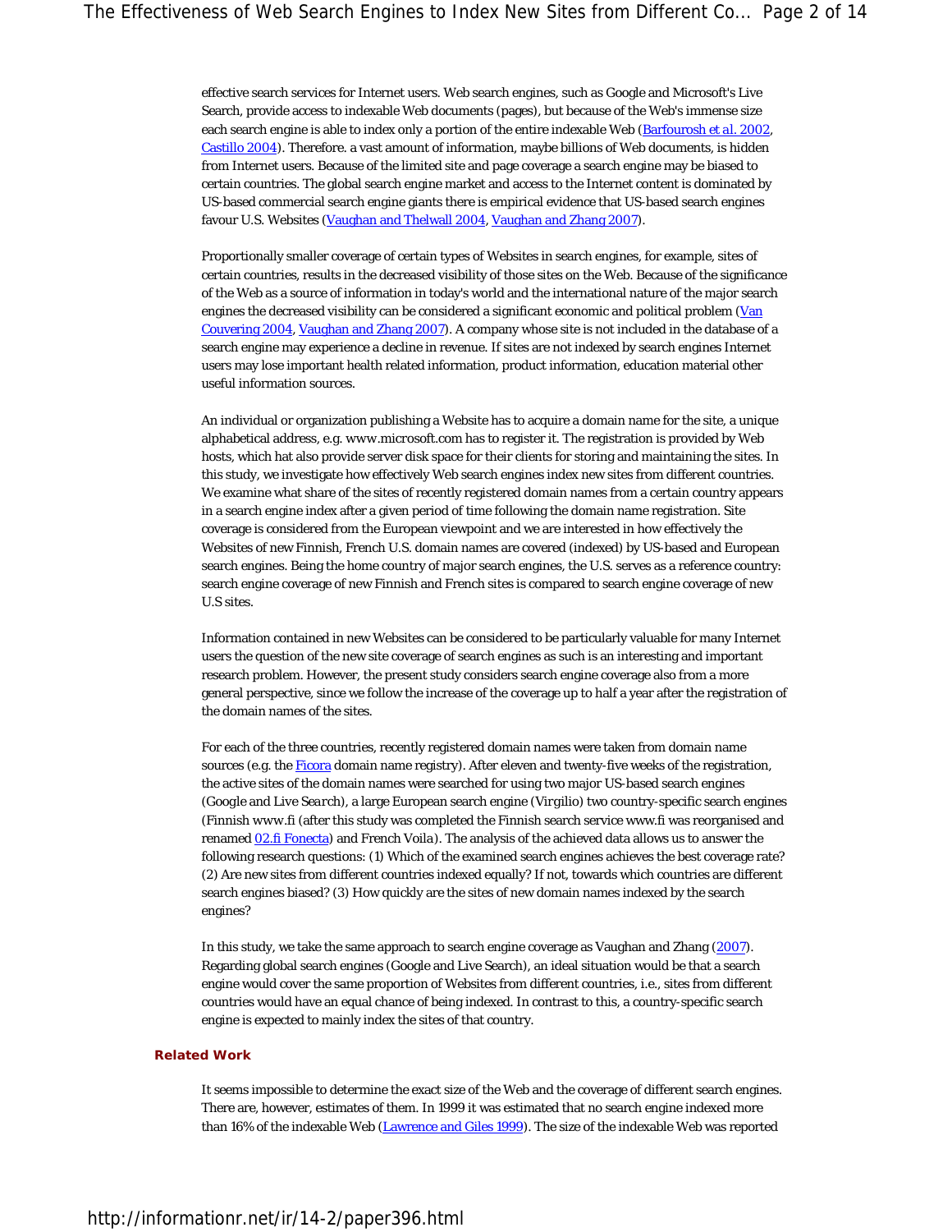effective search services for Internet users. Web search engines, such as Google and Microsoft's Live Search, provide access to indexable Web documents (pages), but because of the Web's immense size each search engine is able to index only a portion of the entire indexable Web (Barfourosh et al. 2002, Castillo 2004). Therefore. a vast amount of information, maybe billions of Web documents, is hidden from Internet users. Because of the limited site and page coverage a search engine may be biased to certain countries. The global search engine market and access to the Internet content is dominated by US-based commercial search engine giants there is empirical evidence that US-based search engines favour U.S. Websites (Vaughan and Thelwall 2004, Vaughan and Zhang 2007).

Proportionally smaller coverage of certain types of Websites in search engines, for example, sites of certain countries, results in the decreased visibility of those sites on the Web. Because of the significance of the Web as a source of information in today's world and the international nature of the major search engines the decreased visibility can be considered a significant economic and political problem (Van Couvering 2004, Vaughan and Zhang 2007). A company whose site is not included in the database of a search engine may experience a decline in revenue. If sites are not indexed by search engines Internet users may lose important health related information, product information, education material other useful information sources.

An individual or organization publishing a Website has to acquire a domain name for the site, a unique alphabetical address, e.g. www.microsoft.com has to register it. The registration is provided by Web hosts, which hat also provide server disk space for their clients for storing and maintaining the sites. In this study, we investigate how effectively Web search engines index new sites from different countries. We examine what share of the sites of recently registered domain names from a certain country appears in a search engine index after a given period of time following the domain name registration. Site coverage is considered from the European viewpoint and we are interested in how effectively the Websites of new Finnish, French U.S. domain names are covered (indexed) by US-based and European search engines. Being the home country of major search engines, the U.S. serves as a reference country: search engine coverage of new Finnish and French sites is compared to search engine coverage of new U.S sites.

Information contained in new Websites can be considered to be particularly valuable for many Internet users the question of the new site coverage of search engines as such is an interesting and important research problem. However, the present study considers search engine coverage also from a more general perspective, since we follow the increase of the coverage up to half a year after the registration of the domain names of the sites.

For each of the three countries, recently registered domain names were taken from domain name sources (e.g. the Ficora domain name registry). After eleven and twenty-five weeks of the registration, the active sites of the domain names were searched for using two major US-based search engines (Google and Live Search), a large European search engine (Virgilio) two country-specific search engines (Finnish www.fi (after this study was completed the Finnish search service www.fi was reorganised and renamed 02.fi Fonecta) and French Voila). The analysis of the achieved data allows us to answer the following research questions: (1) Which of the examined search engines achieves the best coverage rate? (2) Are new sites from different countries indexed equally? If not, towards which countries are different search engines biased? (3) How quickly are the sites of new domain names indexed by the search engines?

In this study, we take the same approach to search engine coverage as Vaughan and Zhang (2007). Regarding global search engines (Google and Live Search), an ideal situation would be that a search engine would cover the same proportion of Websites from different countries, i.e., sites from different countries would have an equal chance of being indexed. In contrast to this, a country-specific search engine is expected to mainly index the sites of that country.

## Related Work

It seems impossible to determine the exact size of the Web and the coverage of different search engines. There are, however, estimates of them. In 1999 it was estimated that no search engine indexed more than 16% of the indexable Web (Lawrence and Giles 1999). The size of the indexable Web was reported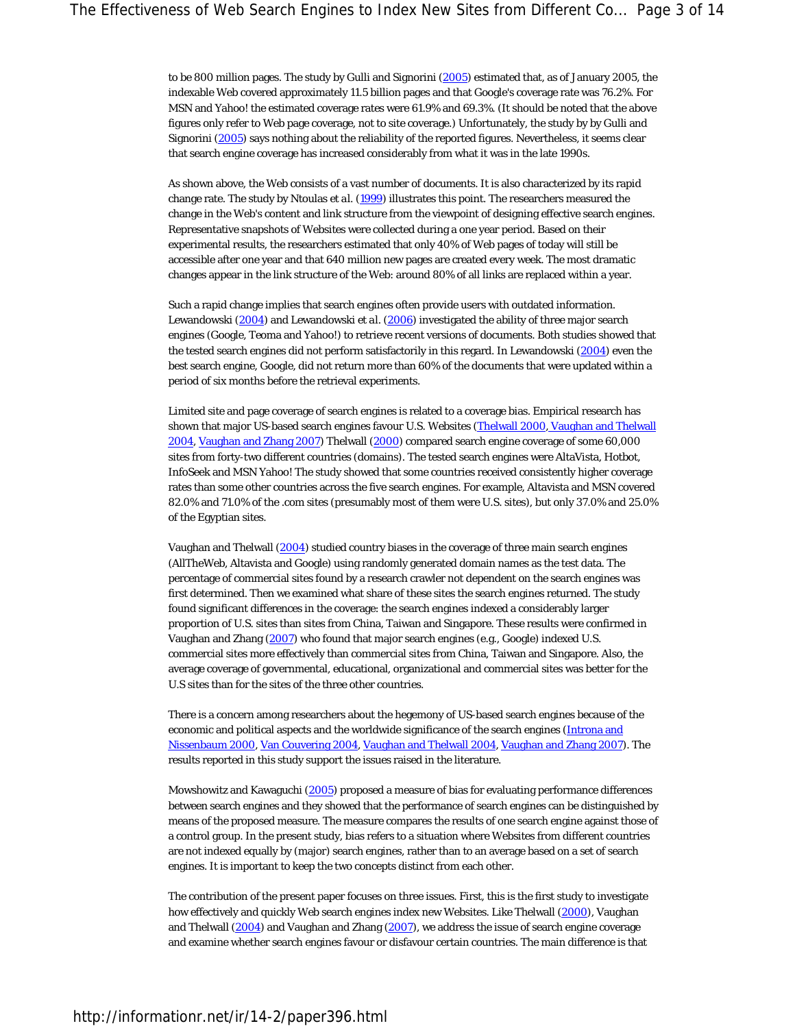to be 800 million pages. The study by Gulli and Signorini (2005) estimated that, as of January 2005, the indexable Web covered approximately 11.5 billion pages and that Google's coverage rate was 76.2%. For MSN and Yahoo! the estimated coverage rates were 61.9% and 69.3%. (It should be noted that the above figures only refer to Web page coverage, not to site coverage.) Unfortunately, the study by by Gulli and Signorini (2005) says nothing about the reliability of the reported figures. Nevertheless, it seems clear that search engine coverage has increased considerably from what it was in the late 1990s.

As shown above, the Web consists of a vast number of documents. It is also characterized by its rapid change rate. The study by Ntoulas et al. (1999) illustrates this point. The researchers measured the change in the Web's content and link structure from the viewpoint of designing effective search engines. Representative snapshots of Websites were collected during a one year period. Based on their experimental results, the researchers estimated that only 40% of Web pages of today will still be accessible after one year and that 640 million new pages are created every week. The most dramatic changes appear in the link structure of the Web: around 80% of all links are replaced within a year.

Such a rapid change implies that search engines often provide users with outdated information. Lewandowski (2004) and Lewandowski et al. (2006) investigated the ability of three major search engines (Google, Teoma and Yahoo!) to retrieve recent versions of documents. Both studies showed that the tested search engines did not perform satisfactorily in this regard. In Lewandowski (2004) even the best search engine, Google, did not return more than 60% of the documents that were updated within a period of six months before the retrieval experiments.

Limited site and page coverage of search engines is related to a coverage bias. Empirical research has shown that major US-based search engines favour U.S. Websites (Thelwall 2000, Vaughan and Thelwall 2004, Vaughan and Zhang 2007) Thelwall (2000) compared search engine coverage of some 60,000 sites from forty-two different countries (domains). The tested search engines were AltaVista, Hotbot, InfoSeek and MSN Yahoo! The study showed that some countries received consistently higher coverage rates than some other countries across the five search engines. For example, Altavista and MSN covered 82.0% and 71.0% of the .com sites (presumably most of them were U.S. sites), but only 37.0% and 25.0% of the Egyptian sites.

Vaughan and Thelwall (2004) studied country biases in the coverage of three main search engines (AllTheWeb, Altavista and Google) using randomly generated domain names as the test data. The percentage of commercial sites found by a research crawler not dependent on the search engines was first determined. Then we examined what share of these sites the search engines returned. The study found significant differences in the coverage: the search engines indexed a considerably larger proportion of U.S. sites than sites from China, Taiwan and Singapore. These results were confirmed in Vaughan and Zhang (2007) who found that major search engines (e.g., Google) indexed U.S. commercial sites more effectively than commercial sites from China, Taiwan and Singapore. Also, the average coverage of governmental, educational, organizational and commercial sites was better for the U.S sites than for the sites of the three other countries.

There is a concern among researchers about the hegemony of US-based search engines because of the economic and political aspects and the worldwide significance of the search engines (Introna and Nissenbaum 2000, Van Couvering 2004, Vaughan and Thelwall 2004, Vaughan and Zhang 2007). The results reported in this study support the issues raised in the literature.

Mowshowitz and Kawaguchi (2005) proposed a measure of bias for evaluating performance differences between search engines and they showed that the performance of search engines can be distinguished by means of the proposed measure. The measure compares the results of one search engine against those of a control group. In the present study, bias refers to a situation where Websites from different countries are not indexed equally by (major) search engines, rather than to an average based on a set of search engines. It is important to keep the two concepts distinct from each other.

The contribution of the present paper focuses on three issues. First, this is the first study to investigate how effectively and quickly Web search engines index new Websites. Like Thelwall (2000), Vaughan and Thelwall (2004) and Vaughan and Zhang (2007), we address the issue of search engine coverage and examine whether search engines favour or disfavour certain countries. The main difference is that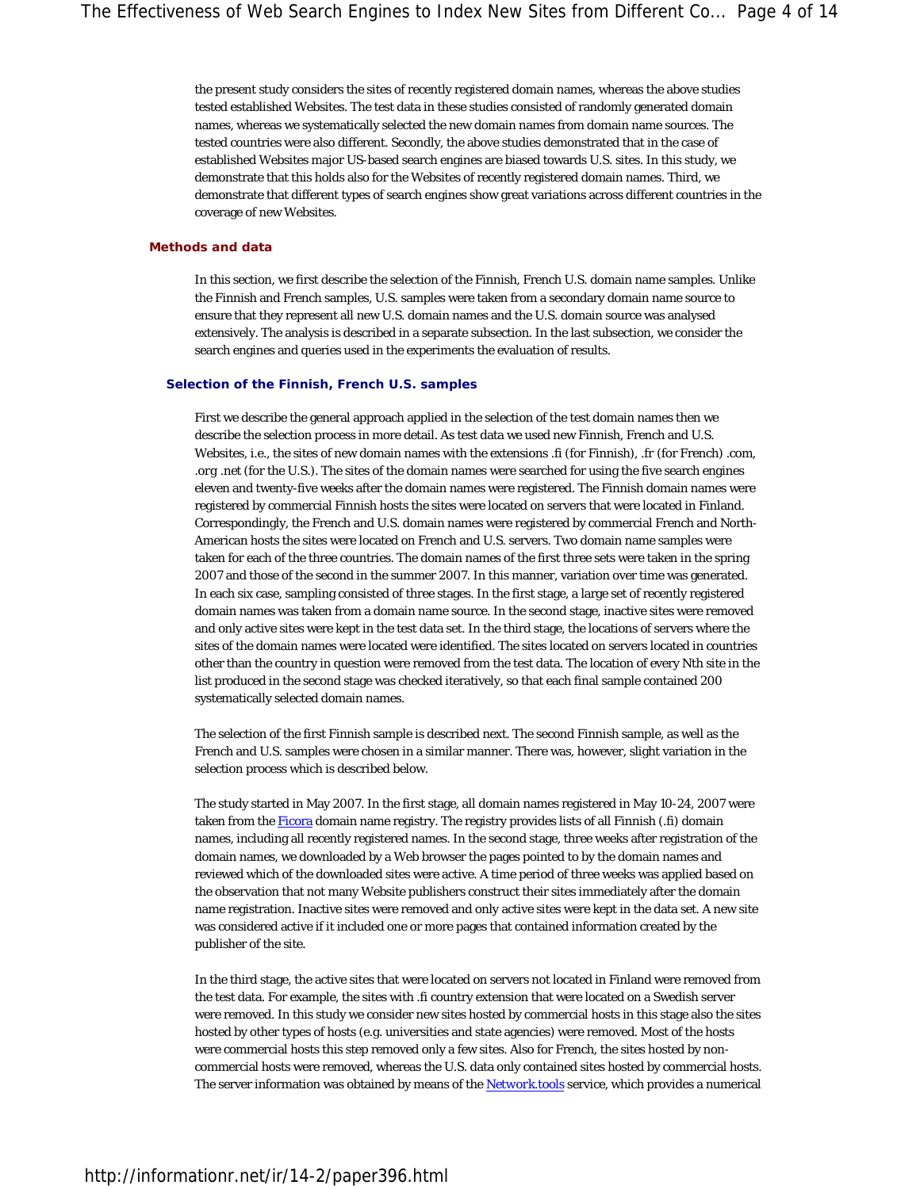the present study considers the sites of recently registered domain names, whereas the above studies tested established Websites. The test data in these studies consisted of randomly generated domain names, whereas we systematically selected the new domain names from domain name sources. The tested countries were also different. Secondly, the above studies demonstrated that in the case of established Websites major US-based search engines are biased towards U.S. sites. In this study, we demonstrate that this holds also for the Websites of recently registered domain names. Third, we demonstrate that different types of search engines show great variations across different countries in the coverage of new Websites.

## Methods and data

In this section, we first describe the selection of the Finnish, French U.S. domain name samples. Unlike the Finnish and French samples, U.S. samples were taken from a secondary domain name source to ensure that they represent all new U.S. domain names and the U.S. domain source was analysed extensively. The analysis is described in a separate subsection. In the last subsection, we consider the search engines and queries used in the experiments the evaluation of results.

### Selection of the Finnish, French U.S. samples

First we describe the general approach applied in the selection of the test domain names then we describe the selection process in more detail. As test data we used new Finnish, French and U.S. Websites, i.e., the sites of new domain names with the extensions .fi (for Finnish), .fr (for French) .com, .org .net (for the U.S.). The sites of the domain names were searched for using the five search engines eleven and twenty-five weeks after the domain names were registered. The Finnish domain names were registered by commercial Finnish hosts the sites were located on servers that were located in Finland. Correspondingly, the French and U.S. domain names were registered by commercial French and North-American hosts the sites were located on French and U.S. servers. Two domain name samples were taken for each of the three countries. The domain names of the first three sets were taken in the spring 2007 and those of the second in the summer 2007. In this manner, variation over time was generated. In each six case, sampling consisted of three stages. In the first stage, a large set of recently registered domain names was taken from a domain name source. In the second stage, inactive sites were removed and only active sites were kept in the test data set. In the third stage, the locations of servers where the sites of the domain names were located were identified. The sites located on servers located in countries other than the country in question were removed from the test data. The location of every Nth site in the list produced in the second stage was checked iteratively, so that each final sample contained 200 systematically selected domain names.

The selection of the first Finnish sample is described next. The second Finnish sample, as well as the French and U.S. samples were chosen in a similar manner. There was, however, slight variation in the selection process which is described below.

The study started in May 2007. In the first stage, all domain names registered in May 10-24, 2007 were taken from the Ficora domain name registry. The registry provides lists of all Finnish (.fi) domain names, including all recently registered names. In the second stage, three weeks after registration of the domain names, we downloaded by a Web browser the pages pointed to by the domain names and reviewed which of the downloaded sites were active. A time period of three weeks was applied based on the observation that not many Website publishers construct their sites immediately after the domain name registration. Inactive sites were removed and only active sites were kept in the data set. A new site was considered active if it included one or more pages that contained information created by the publisher of the site.

In the third stage, the active sites that were located on servers not located in Finland were removed from the test data. For example, the sites with .fi country extension that were located on a Swedish server were removed. In this study we consider new sites hosted by commercial hosts in this stage also the sites hosted by other types of hosts (e.g. universities and state agencies) were removed. Most of the hosts were commercial hosts this step removed only a few sites. Also for French, the sites hosted by non-commercial hosts were removed, whereas the U.S. data only contained sites hosted by commercial hosts. The server information was obtained by means of the Network.tools service, which provides a numerical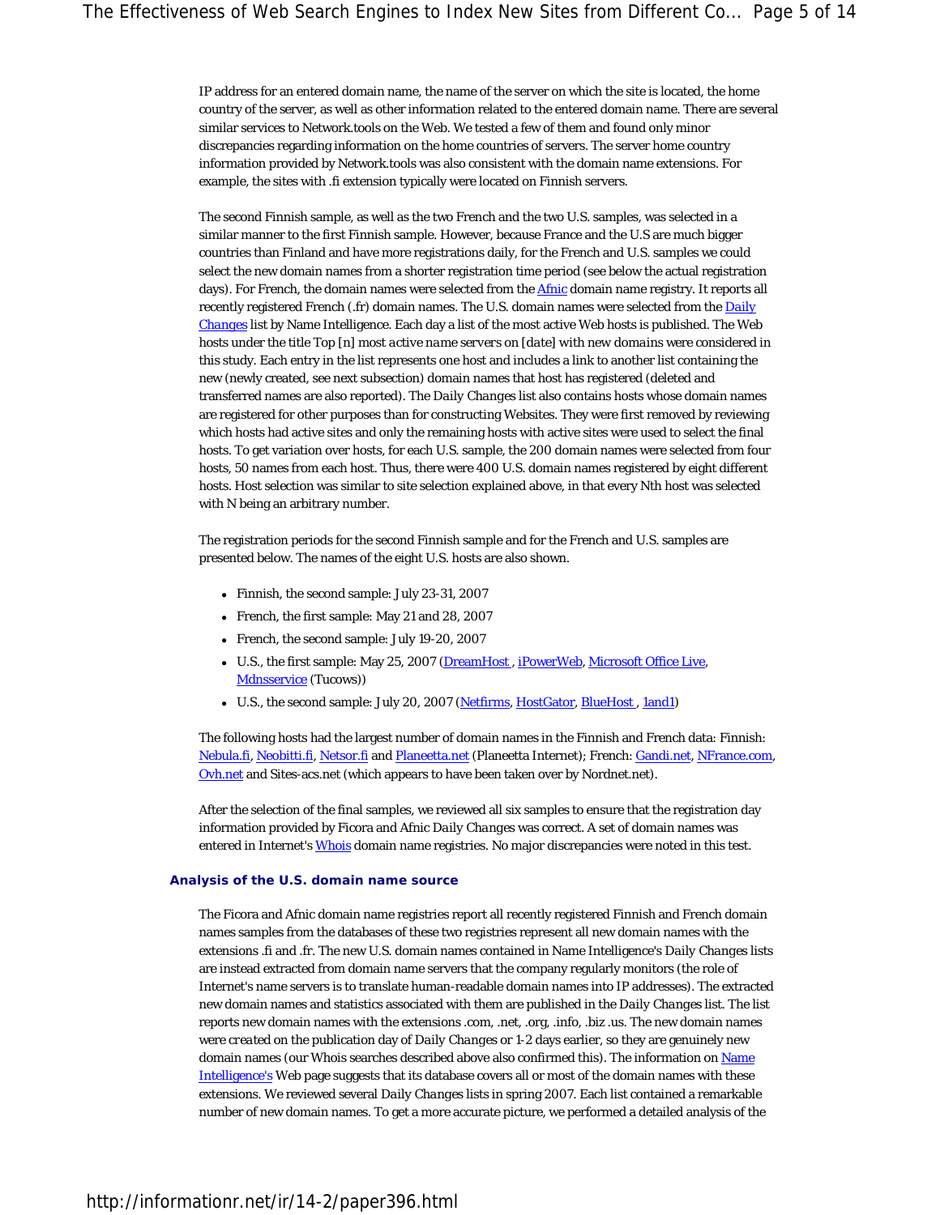IP address for an entered domain name, the name of the server on which the site is located, the home country of the server, as well as other information related to the entered domain name. There are several similar services to Network.tools on the Web. We tested a few of them and found only minor discrepancies regarding information on the home countries of servers. The server home country information provided by Network.tools was also consistent with the domain name extensions. For example, the sites with .fi extension typically were located on Finnish servers.

The second Finnish sample, as well as the two French and the two U.S. samples, was selected in a similar manner to the first Finnish sample. However, because France and the U.S are much bigger countries than Finland and have more registrations daily, for the French and U.S. samples we could select the new domain names from a shorter registration time period (see below the actual registration days). For French, the domain names were selected from the Afnic domain name registry. It reports all recently registered French (.fr) domain names. The U.S. domain names were selected from the *Daily Changes* list by Name Intelligence. Each day a list of the most active Web hosts is published. The Web hosts under the title Top [n] most *active name servers* on [*date*] with *new domains* were considered in this study. Each entry in the list represents one host and includes a link to another list containing the new (newly created, see next subsection) domain names that host has registered (deleted and transferred names are also reported). The *Daily Changes* list also contains hosts whose domain names are registered for other purposes than for constructing Websites. They were first removed by reviewing which hosts had active sites and only the remaining hosts with active sites were used to select the final hosts. To get variation over hosts, for each U.S. sample, the 200 domain names were selected from four hosts, 50 names from each host. Thus, there were 400 U.S. domain names registered by eight different hosts. Host selection was similar to site selection explained above, in that every Nth host was selected with N being an arbitrary number.

The registration periods for the second Finnish sample and for the French and U.S. samples are presented below. The names of the eight U.S. hosts are also shown.

- Finnish, the second sample: July 23-31, 2007
- French, the first sample: May 21 and 28, 2007
- French, the second sample: July 19-20, 2007
- U.S., the first sample: May 25, 2007 (DreamHost , iPowerWeb, Microsoft Office Live, Mdnsservice (Tucows))
- U.S., the second sample: July 20, 2007 (Netfirms, HostGator, BlueHost , 1and1)

The following hosts had the largest number of domain names in the Finnish and French data: Finnish: Nebula.fi, Neobitti.fi, Netsor.fi and Planeetta.net (Planeetta Internet); French: Gandi.net, NFrance.com, Ovh.net and Sites-acs.net (which appears to have been taken over by Nordnet.net).

After the selection of the final samples, we reviewed all six samples to ensure that the registration day information provided by Ficora and Afnic *Daily Changes* was correct. A set of domain names was entered in Internet's Whois domain name registries. No major discrepancies were noted in this test.

### Analysis of the U.S. domain name source

The Ficora and Afnic domain name registries report all recently registered Finnish and French domain names samples from the databases of these two registries represent all new domain names with the extensions .fi and .fr. The new U.S. domain names contained in Name Intelligence's *Daily Changes* lists are instead extracted from domain name servers that the company regularly monitors (the role of Internet's name servers is to translate human-readable domain names into IP addresses). The extracted new domain names and statistics associated with them are published in the *Daily Changes* list. The list reports new domain names with the extensions .com, .net, .org, .info, .biz .us. The new domain names were created on the publication day of *Daily Changes* or 1-2 days earlier, so they are genuinely new domain names (our Whois searches described above also confirmed this). The information on Name Intelligence's Web page suggests that its database covers all or most of the domain names with these extensions. We reviewed several *Daily Changes* lists in spring 2007. Each list contained a remarkable number of new domain names. To get a more accurate picture, we performed a detailed analysis of the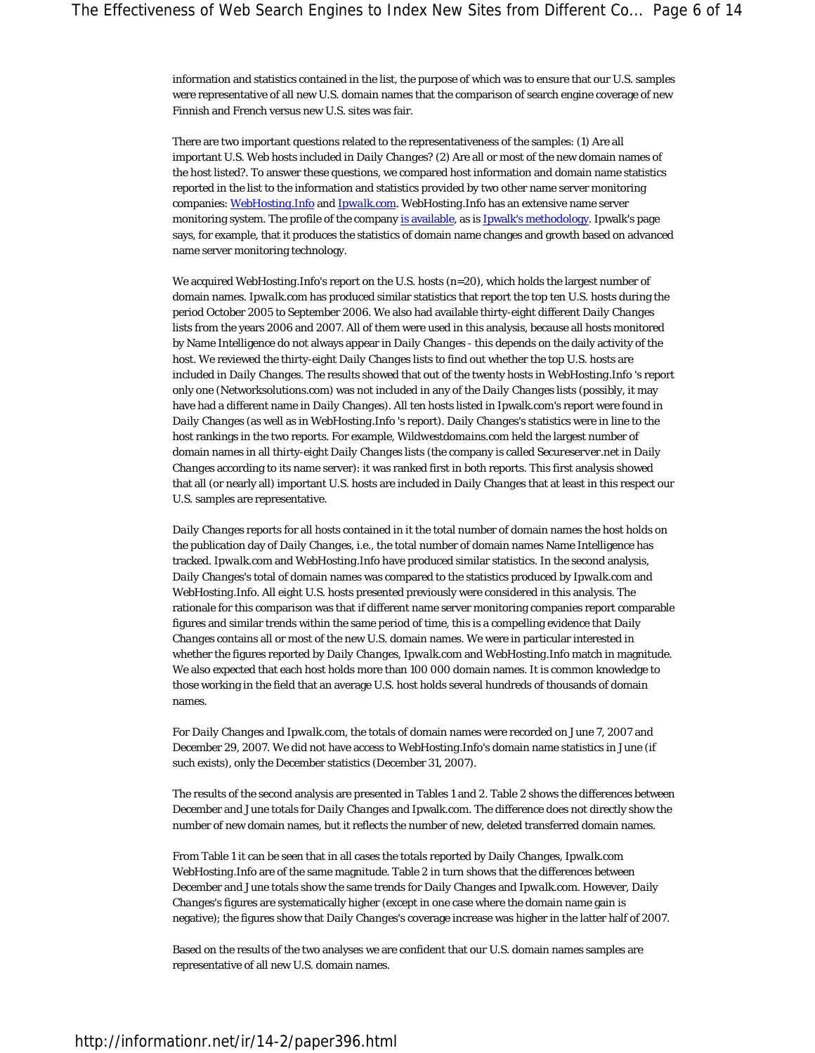information and statistics contained in the list, the purpose of which was to ensure that our U.S. samples were representative of all new U.S. domain names that the comparison of search engine coverage of new Finnish and French versus new U.S. sites was fair.

There are two important questions related to the representativeness of the samples: (1) Are all important U.S. Web hosts included in *Daily Changes*? (2) Are all or most of the new domain names of the host listed?. To answer these questions, we compared host information and domain name statistics reported in the list to the information and statistics provided by two other name server monitoring companies: [WebHosting.Info](#) and [Ipwalk.com](#). WebHosting.Info has an extensive name server monitoring system. The profile of the company [is available](#), as is [Ipwalk's methodology](#). Ipwalk's page says, for example, that it produces the statistics of domain name changes and growth based on advanced name server monitoring technology.

We acquired WebHosting.Info's report on the U.S. hosts (n=20), which holds the largest number of domain names. Ipwalk.com has produced similar statistics that report the top ten U.S. hosts during the period October 2005 to September 2006. We also had available thirty-eight different *Daily Changes* lists from the years 2006 and 2007. All of them were used in this analysis, because all hosts monitored by Name Intelligence do not always appear in *Daily Changes* - this depends on the daily activity of the host. We reviewed the thirty-eight *Daily Changes* lists to find out whether the top U.S. hosts are included in *Daily Changes*. The results showed that out of the twenty hosts in WebHosting.Info 's report only one (Networksolutions.com) was not included in any of the *Daily Changes* lists (possibly, it may have had a different name in *Daily Changes*). All ten hosts listed in Ipwalk.com's report were found in *Daily Changes* (as well as in WebHosting.Info 's report). *Daily Changes*'s statistics were in line to the host rankings in the two reports. For example, Wildwestdomains.com held the largest number of domain names in all thirty-eight *Daily Changes* lists (the company is called Secureserver.net in *Daily Changes* according to its name server): it was ranked first in both reports. This first analysis showed that all (or nearly all) important U.S. hosts are included in *Daily Changes* that at least in this respect our U.S. samples are representative.

*Daily Changes* reports for all hosts contained in it the total number of domain names the host holds on the publication day of *Daily Changes*, i.e., the total number of domain names Name Intelligence has tracked. Ipwalk.com and WebHosting.Info have produced similar statistics. In the second analysis, *Daily Changes*'s total of domain names was compared to the statistics produced by Ipwalk.com and WebHosting.Info. All eight U.S. hosts presented previously were considered in this analysis. The rationale for this comparison was that if different name server monitoring companies report comparable figures and similar trends within the same period of time, this is a compelling evidence that *Daily Changes* contains all or most of the new U.S. domain names. We were in particular interested in whether the figures reported by *Daily Changes*, Ipwalk.com and WebHosting.Info match in magnitude. We also expected that each host holds more than 100 000 domain names. It is common knowledge to those working in the field that an average U.S. host holds several hundreds of thousands of domain names.

For *Daily Changes* and Ipwalk.com, the totals of domain names were recorded on June 7, 2007 and December 29, 2007. We did not have access to WebHosting.Info's domain name statistics in June (if such exists), only the December statistics (December 31, 2007).

The results of the second analysis are presented in Tables 1 and 2. Table 2 shows the differences between December and June totals for *Daily Changes* and Ipwalk.com. The difference does not directly show the number of new domain names, but it reflects the number of new, deleted transferred domain names.

From Table 1 it can be seen that in all cases the totals reported by *Daily Changes*, Ipwalk.com WebHosting.Info are of the same magnitude. Table 2 in turn shows that the differences between December and June totals show the same trends for *Daily Changes* and Ipwalk.com. However, *Daily Changes*'s figures are systematically higher (except in one case where the domain name gain is negative); the figures show that *Daily Changes*'s coverage increase was higher in the latter half of 2007.

Based on the results of the two analyses we are confident that our U.S. domain names samples are representative of all new U.S. domain names.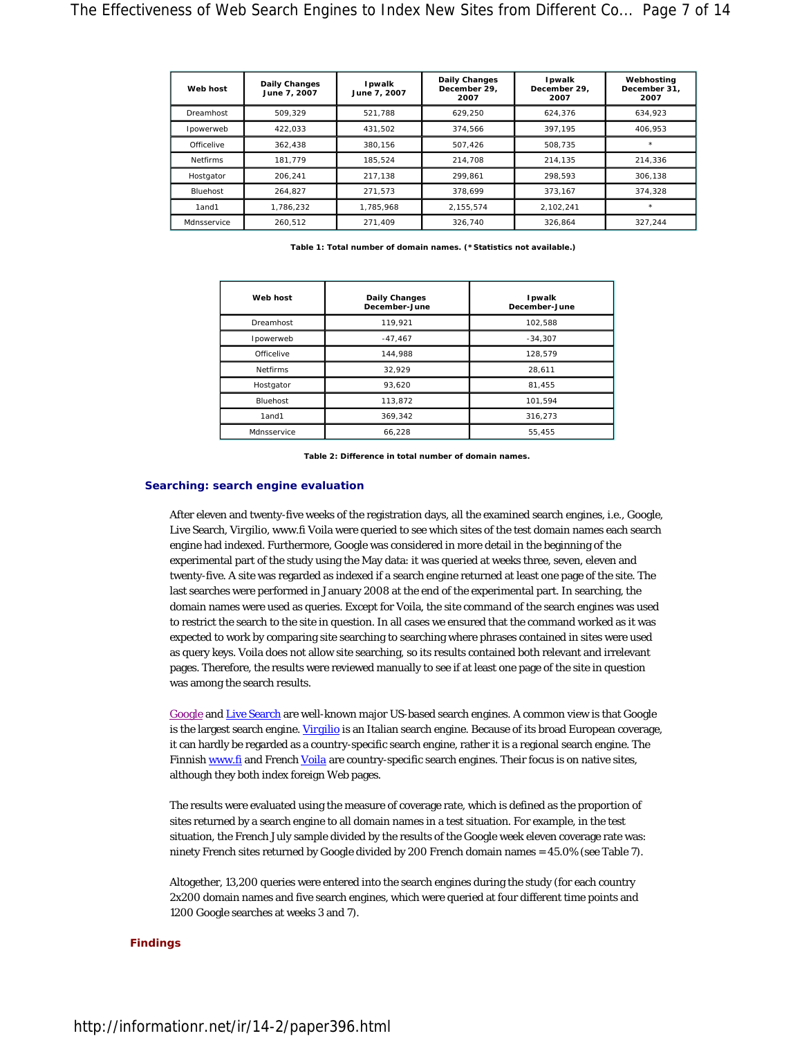| Web host | Daily Changes June 7, 2007 | Ipwalk June 7, 2007 | Daily Changes December 29, 2007 | Ipwalk December 29, 2007 | Webhosting December 31, 2007 |
|---|---|---|---|---|---|
| Dreamhost | 509,329 | 521,788 | 629,250 | 624,376 | 634,923 |
| Ipowerweb | 422,033 | 431,502 | 374,566 | 397,195 | 406,953 |
| Officelive | 362,438 | 380,156 | 507,426 | 508,735 | * |
| Netfirms | 181,779 | 185,524 | 214,708 | 214,135 | 214,336 |
| Hostgator | 206,241 | 217,138 | 299,861 | 298,593 | 306,138 |
| Bluehost | 264,827 | 271,573 | 378,699 | 373,167 | 374,328 |
| 1and1 | 1,786,232 | 1,785,968 | 2,155,574 | 2,102,241 | * |
| Mdnsservice | 260,512 | 271,409 | 326,740 | 326,864 | 327,244 |

**Table 1: Total number of domain names. (*Statistics not available.)**

| Web host | Daily Changes December-June | Ipwalk December-June |
|---|---|---|
| Dreamhost | 119,921 | 102,588 |
| Ipowerweb | -47,467 | -34,307 |
| Officelive | 144,988 | 128,579 |
| Netfirms | 32,929 | 28,611 |
| Hostgator | 93,620 | 81,455 |
| Bluehost | 113,872 | 101,594 |
| 1and1 | 369,342 | 316,273 |
| Mdnsservice | 66,228 | 55,455 |

**Table 2: Difference in total number of domain names.**

## Searching: search engine evaluation

After eleven and twenty-five weeks of the registration days, all the examined search engines, i.e., Google, Live Search, Virgilio, www.fi Voila were queried to see which sites of the test domain names each search engine had indexed. Furthermore, Google was considered in more detail in the beginning of the experimental part of the study using the May data: it was queried at weeks three, seven, eleven and twenty-five. A site was regarded as indexed if a search engine returned at least one page of the site. The last searches were performed in January 2008 at the end of the experimental part. In searching, the domain names were used as queries. Except for Voila, the site command of the search engines was used to restrict the search to the site in question. In all cases we ensured that the command worked as it was expected to work by comparing site searching to searching where phrases contained in sites were used as query keys. Voila does not allow site searching, so its results contained both relevant and irrelevant pages. Therefore, the results were reviewed manually to see if at least one page of the site in question was among the search results.

Google and Live Search are well-known major US-based search engines. A common view is that Google is the largest search engine. Virgilio is an Italian search engine. Because of its broad European coverage, it can hardly be regarded as a country-specific search engine, rather it is a regional search engine. The Finnish www.fi and French Voila are country-specific search engines. Their focus is on native sites, although they both index foreign Web pages.

The results were evaluated using the measure of coverage rate, which is defined as the proportion of sites returned by a search engine to all domain names in a test situation. For example, in the test situation, the French July sample divided by the results of the Google week eleven coverage rate was: ninety French sites returned by Google divided by 200 French domain names = 45.0% (see Table 7).

Altogether, 13,200 queries were entered into the search engines during the study (for each country 2x200 domain names and five search engines, which were queried at four different time points and 1200 Google searches at weeks 3 and 7).

## Findings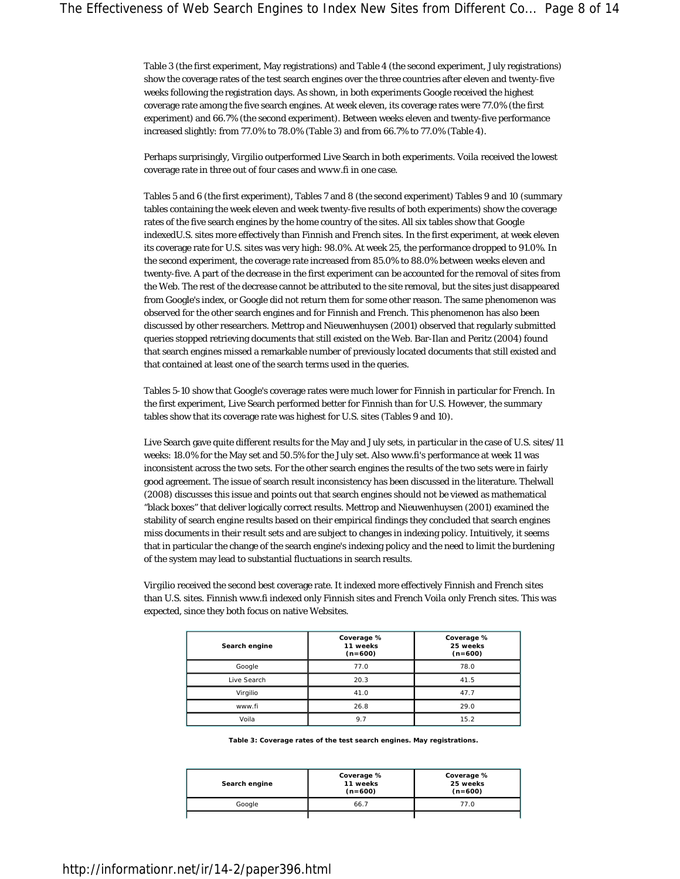Table 3 (the first experiment, May registrations) and Table 4 (the second experiment, July registrations) show the coverage rates of the test search engines over the three countries after eleven and twenty-five weeks following the registration days. As shown, in both experiments Google received the highest coverage rate among the five search engines. At week eleven, its coverage rates were 77.0% (the first experiment) and 66.7% (the second experiment). Between weeks eleven and twenty-five performance increased slightly: from 77.0% to 78.0% (Table 3) and from 66.7% to 77.0% (Table 4).

Perhaps surprisingly, Virgilio outperformed Live Search in both experiments. Voila received the lowest coverage rate in three out of four cases and www.fi in one case.

Tables 5 and 6 (the first experiment), Tables 7 and 8 (the second experiment) Tables 9 and 10 (summary tables containing the week eleven and week twenty-five results of both experiments) show the coverage rates of the five search engines by the home country of the sites. All six tables show that Google indexedU.S. sites more effectively than Finnish and French sites. In the first experiment, at week eleven its coverage rate for U.S. sites was very high: 98.0%. At week 25, the performance dropped to 91.0%. In the second experiment, the coverage rate increased from 85.0% to 88.0% between weeks eleven and twenty-five. A part of the decrease in the first experiment can be accounted for the removal of sites from the Web. The rest of the decrease cannot be attributed to the site removal, but the sites just disappeared from Google's index, or Google did not return them for some other reason. The same phenomenon was observed for the other search engines and for Finnish and French. This phenomenon has also been discussed by other researchers. Mettrop and Nieuwenhuysen (2001) observed that regularly submitted queries stopped retrieving documents that still existed on the Web. Bar-Ilan and Peritz (2004) found that search engines missed a remarkable number of previously located documents that still existed and that contained at least one of the search terms used in the queries.

Tables 5-10 show that Google's coverage rates were much lower for Finnish in particular for French. In the first experiment, Live Search performed better for Finnish than for U.S. However, the summary tables show that its coverage rate was highest for U.S. sites (Tables 9 and 10).

Live Search gave quite different results for the May and July sets, in particular in the case of U.S. sites/11 weeks: 18.0% for the May set and 50.5% for the July set. Also www.fi's performance at week 11 was inconsistent across the two sets. For the other search engines the results of the two sets were in fairly good agreement. The issue of search result inconsistency has been discussed in the literature. Thelwall (2008) discusses this issue and points out that search engines should not be viewed as mathematical "black boxes" that deliver logically correct results. Mettrop and Nieuwenhuysen (2001) examined the stability of search engine results based on their empirical findings they concluded that search engines miss documents in their result sets and are subject to changes in indexing policy. Intuitively, it seems that in particular the change of the search engine's indexing policy and the need to limit the burdening of the system may lead to substantial fluctuations in search results.

Virgilio received the second best coverage rate. It indexed more effectively Finnish and French sites than U.S. sites. Finnish www.fi indexed only Finnish sites and French Voila only French sites. This was expected, since they both focus on native Websites.

| Search engine | Coverage % 11 weeks (n=600) | Coverage % 25 weeks (n=600) |
|---|---|---|
| Google | 77.0 | 78.0 |
| Live Search | 20.3 | 41.5 |
| Virgilio | 41.0 | 47.7 |
| www.fi | 26.8 | 29.0 |
| Voila | 9.7 | 15.2 |

**Table 3: Coverage rates of the test search engines. May registrations.**

| Search engine | Coverage % 11 weeks (n=600) | Coverage % 25 weeks (n=600) |
|---|---|---|
| Google | 66.7 | 77.0 |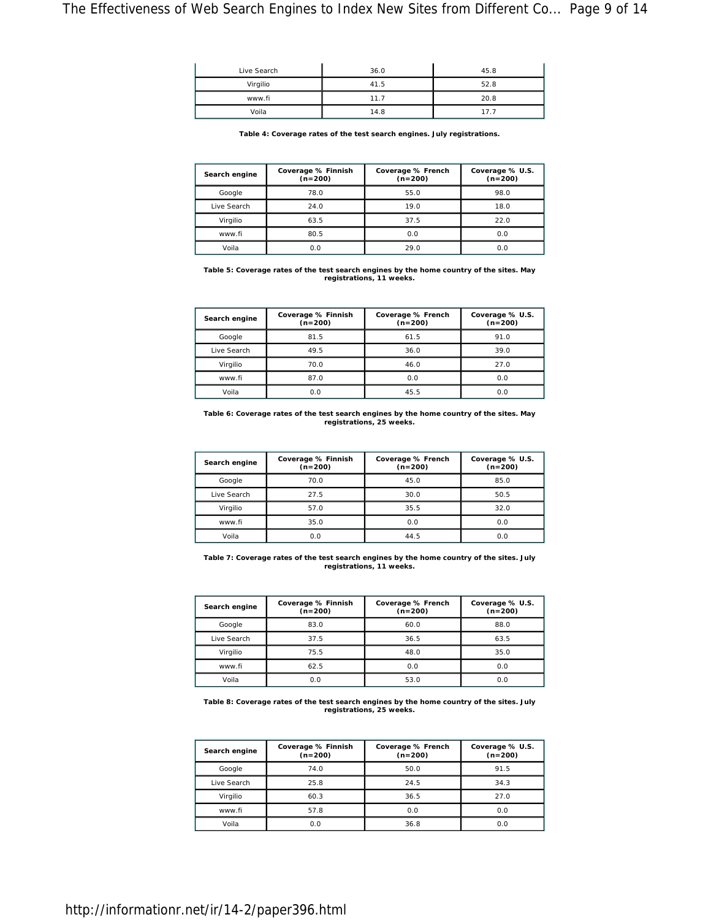| | | |
|---|---|---|
| Live Search | 36.0 | 45.8 |
| Virgilio | 41.5 | 52.8 |
| www.fi | 11.7 | 20.8 |
| Voila | 14.8 | 17.7 |

**Table 4: Coverage rates of the test search engines. July registrations.**

| Search engine | Coverage % Finnish (n=200) | Coverage % French (n=200) | Coverage % U.S. (n=200) |
|---|---|---|---|
| Google | 78.0 | 55.0 | 98.0 |
| Live Search | 24.0 | 19.0 | 18.0 |
| Virgilio | 63.5 | 37.5 | 22.0 |
| www.fi | 80.5 | 0.0 | 0.0 |
| Voila | 0.0 | 29.0 | 0.0 |

**Table 5: Coverage rates of the test search engines by the home country of the sites. May registrations, 11 weeks.**

| Search engine | Coverage % Finnish (n=200) | Coverage % French (n=200) | Coverage % U.S. (n=200) |
|---|---|---|---|
| Google | 81.5 | 61.5 | 91.0 |
| Live Search | 49.5 | 36.0 | 39.0 |
| Virgilio | 70.0 | 46.0 | 27.0 |
| www.fi | 87.0 | 0.0 | 0.0 |
| Voila | 0.0 | 45.5 | 0.0 |

**Table 6: Coverage rates of the test search engines by the home country of the sites. May registrations, 25 weeks.**

| Search engine | Coverage % Finnish (n=200) | Coverage % French (n=200) | Coverage % U.S. (n=200) |
|---|---|---|---|
| Google | 70.0 | 45.0 | 85.0 |
| Live Search | 27.5 | 30.0 | 50.5 |
| Virgilio | 57.0 | 35.5 | 32.0 |
| www.fi | 35.0 | 0.0 | 0.0 |
| Voila | 0.0 | 44.5 | 0.0 |

**Table 7: Coverage rates of the test search engines by the home country of the sites. July registrations, 11 weeks.**

| Search engine | Coverage % Finnish (n=200) | Coverage % French (n=200) | Coverage % U.S. (n=200) |
|---|---|---|---|
| Google | 83.0 | 60.0 | 88.0 |
| Live Search | 37.5 | 36.5 | 63.5 |
| Virgilio | 75.5 | 48.0 | 35.0 |
| www.fi | 62.5 | 0.0 | 0.0 |
| Voila | 0.0 | 53.0 | 0.0 |

**Table 8: Coverage rates of the test search engines by the home country of the sites. July registrations, 25 weeks.**

| Search engine | Coverage % Finnish (n=200) | Coverage % French (n=200) | Coverage % U.S. (n=200) |
|---|---|---|---|
| Google | 74.0 | 50.0 | 91.5 |
| Live Search | 25.8 | 24.5 | 34.3 |
| Virgilio | 60.3 | 36.5 | 27.0 |
| www.fi | 57.8 | 0.0 | 0.0 |
| Voila | 0.0 | 36.8 | 0.0 |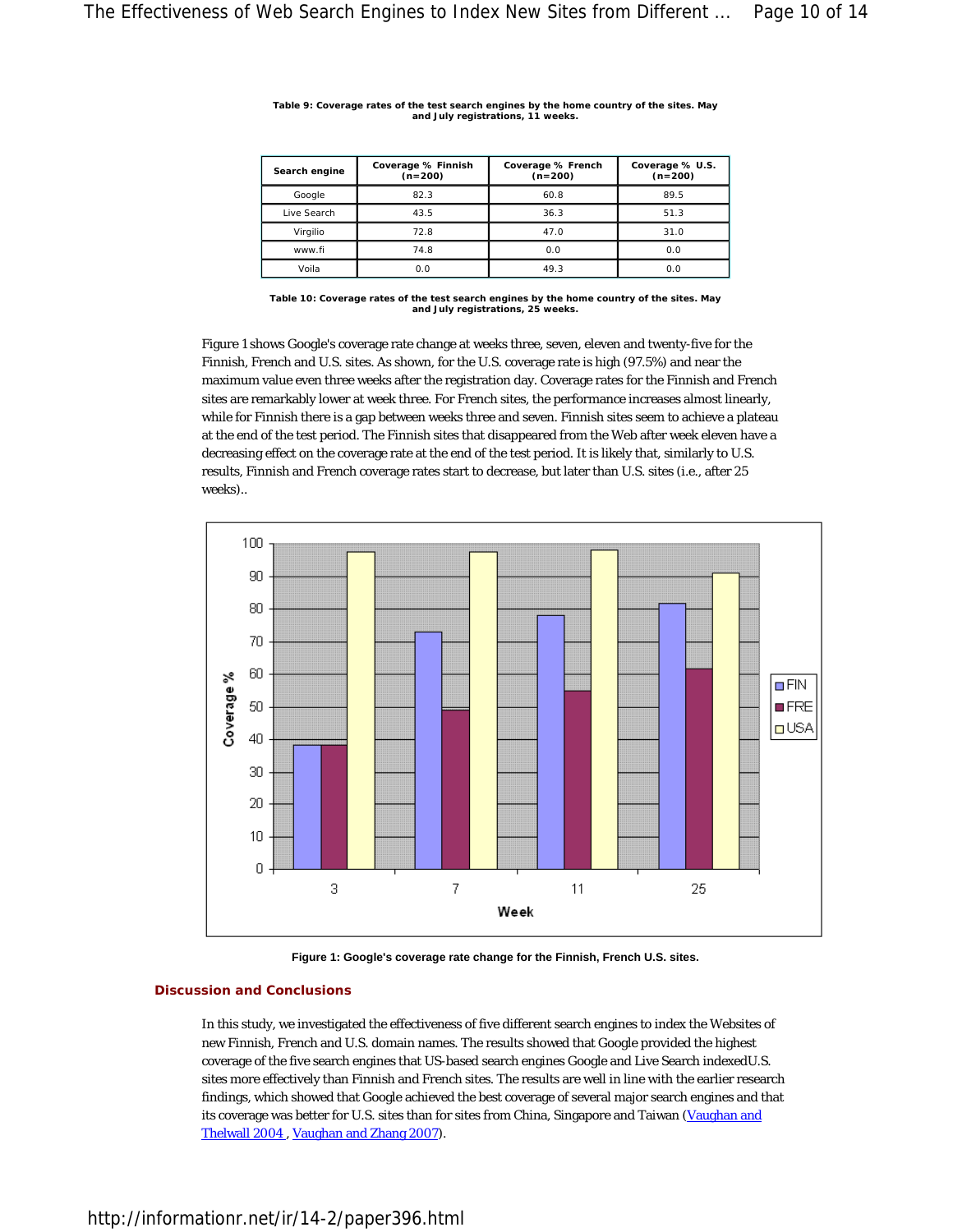**Table 9: Coverage rates of the test search engines by the home country of the sites. May and July registrations, 11 weeks.**

| Search engine | Coverage % Finnish (n=200) | Coverage % French (n=200) | Coverage % U.S. (n=200) |
|---|---|---|---|
| Google | 82.3 | 60.8 | 89.5 |
| Live Search | 43.5 | 36.3 | 51.3 |
| Virgilio | 72.8 | 47.0 | 31.0 |
| www.fi | 74.8 | 0.0 | 0.0 |
| Voila | 0.0 | 49.3 | 0.0 |

**Table 10: Coverage rates of the test search engines by the home country of the sites. May and July registrations, 25 weeks.**

Figure 1 shows Google's coverage rate change at weeks three, seven, eleven and twenty-five for the Finnish, French and U.S. sites. As shown, for the U.S. coverage rate is high (97.5%) and near the maximum value even three weeks after the registration day. Coverage rates for the Finnish and French sites are remarkably lower at week three. For French sites, the performance increases almost linearly, while for Finnish there is a gap between weeks three and seven. Finnish sites seem to achieve a plateau at the end of the test period. The Finnish sites that disappeared from the Web after week eleven have a decreasing effect on the coverage rate at the end of the test period. It is likely that, similarly to U.S. results, Finnish and French coverage rates start to decrease, but later than U.S. sites (i.e., after 25 weeks)..

**Figure 1: Google's coverage rate change for the Finnish, French U.S. sites.**

## Discussion and Conclusions

In this study, we investigated the effectiveness of five different search engines to index the Websites of new Finnish, French and U.S. domain names. The results showed that Google provided the highest coverage of the five search engines that US-based search engines Google and Live Search indexedU.S. sites more effectively than Finnish and French sites. The results are well in line with the earlier research findings, which showed that Google achieved the best coverage of several major search engines and that its coverage was better for U.S. sites than for sites from China, Singapore and Taiwan (Vaughan and Thelwall 2004 , Vaughan and Zhang 2007).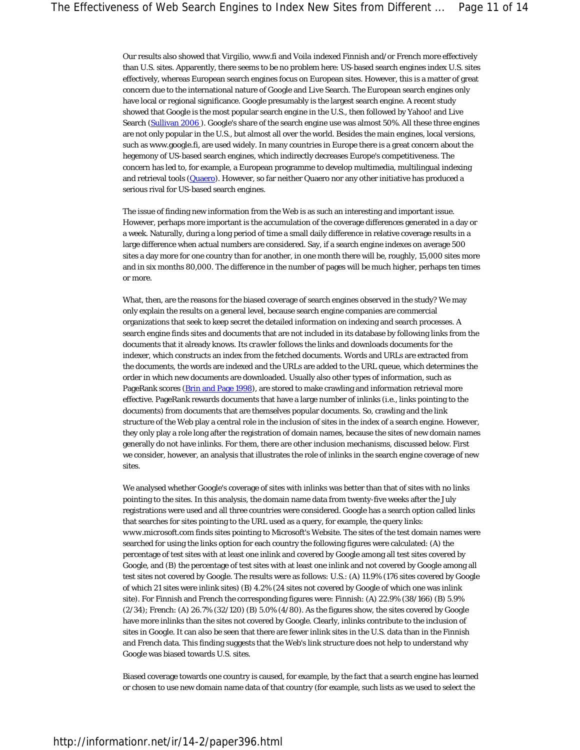Our results also showed that *Virgilio*, www.fi and *Voila* indexed Finnish and/or French more effectively than U.S. sites. Apparently, there seems to be no problem here: US-based search engines index U.S. sites effectively, whereas European search engines focus on European sites. However, this is a matter of great concern due to the international nature of Google and Live Search. The European search engines only have local or regional significance. Google presumably is the largest search engine. A recent study showed that Google is the most popular search engine in the U.S., then followed by Yahoo! and Live Search (Sullivan 2006 ). Google's share of the search engine use was almost 50%. All these three engines are not only popular in the U.S., but almost all over the world. Besides the main engines, local versions, such as www.google.fi, are used widely. In many countries in Europe there is a great concern about the hegemony of US-based search engines, which indirectly decreases Europe's competitiveness. The concern has led to, for example, a European programme to develop multimedia, multilingual indexing and retrieval tools (Quaero). However, so far neither Quaero nor any other initiative has produced a serious rival for US-based search engines.

The issue of finding new information from the Web is as such an interesting and important issue. However, perhaps more important is the accumulation of the coverage differences generated in a day or a week. Naturally, during a long period of time a small daily difference in relative coverage results in a large difference when actual numbers are considered. Say, if a search engine indexes on average 500 sites a day more for one country than for another, in one month there will be, roughly, 15,000 sites more and in six months 80,000. The difference in the number of pages will be much higher, perhaps ten times or more.

What, then, are the reasons for the biased coverage of search engines observed in the study? We may only explain the results on a general level, because search engine companies are commercial organizations that seek to keep secret the detailed information on indexing and search processes. A search engine finds sites and documents that are not included in its database by following links from the documents that it already knows. Its *crawler* follows the links and downloads documents for the indexer, which constructs an index from the fetched documents. Words and URLs are extracted from the documents, the words are indexed and the URLs are added to the URL queue, which determines the order in which new documents are downloaded. Usually also other types of information, such as PageRank scores (Brin and Page 1998), are stored to make crawling and information retrieval more effective. PageRank rewards documents that have a large number of inlinks (i.e., links pointing to the documents) from documents that are themselves popular documents. So, crawling and the link structure of the Web play a central role in the inclusion of sites in the index of a search engine. However, they only play a role long after the registration of domain names, because the sites of new domain names generally do not have inlinks. For them, there are other inclusion mechanisms, discussed below. First we consider, however, an analysis that illustrates the role of inlinks in the search engine coverage of new sites.

We analysed whether Google's coverage of sites with inlinks was better than that of sites with no links pointing to the sites. In this analysis, the domain name data from twenty-five weeks after the July registrations were used and all three countries were considered. Google has a search option called links that searches for sites pointing to the URL used as a query, for example, the query links: www.microsoft.com finds sites pointing to Microsoft's Website. The sites of the test domain names were searched for using the links option for each country the following figures were calculated: (A) the percentage of test sites with at least one inlink and covered by Google among all test sites covered by Google, and (B) the percentage of test sites with at least one inlink and not covered by Google among all test sites not covered by Google. The results were as follows: U.S.: (A) 11.9% (176 sites covered by Google of which 21 sites were inlink sites) (B) 4.2% (24 sites not covered by Google of which one was inlink site). For Finnish and French the corresponding figures were: Finnish: (A) 22.9% (38/166) (B) 5.9% (2/34); French: (A) 26.7% (32/120) (B) 5.0% (4/80). As the figures show, the sites covered by Google have more inlinks than the sites not covered by Google. Clearly, inlinks contribute to the inclusion of sites in Google. It can also be seen that there are fewer inlink sites in the U.S. data than in the Finnish and French data. This finding suggests that the Web's link structure does not help to understand why Google was biased towards U.S. sites.

Biased coverage towards one country is caused, for example, by the fact that a search engine has learned or chosen to use new domain name data of that country (for example, such lists as we used to select the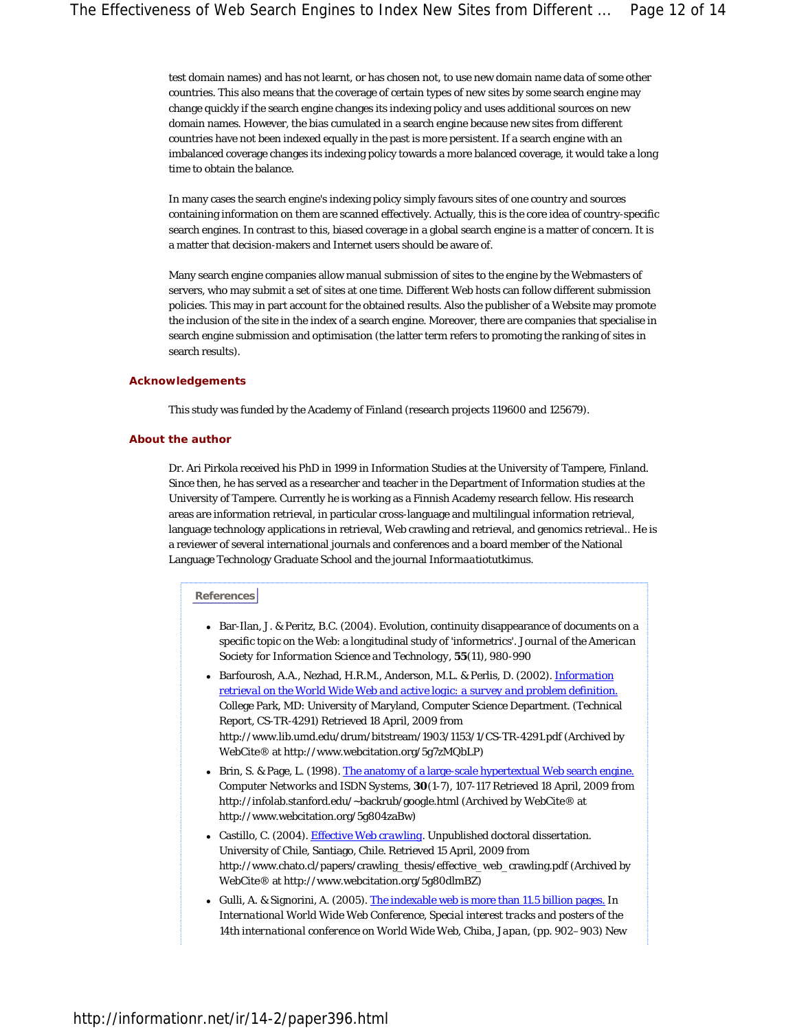test domain names) and has not learnt, or has chosen not, to use new domain name data of some other countries. This also means that the coverage of certain types of new sites by some search engine may change quickly if the search engine changes its indexing policy and uses additional sources on new domain names. However, the bias cumulated in a search engine because new sites from different countries have not been indexed equally in the past is more persistent. If a search engine with an imbalanced coverage changes its indexing policy towards a more balanced coverage, it would take a long time to obtain the balance.

In many cases the search engine's indexing policy simply favours sites of one country and sources containing information on them are scanned effectively. Actually, this is the core idea of country-specific search engines. In contrast to this, biased coverage in a global search engine is a matter of concern. It is a matter that decision-makers and Internet users should be aware of.

Many search engine companies allow manual submission of sites to the engine by the Webmasters of servers, who may submit a set of sites at one time. Different Web hosts can follow different submission policies. This may in part account for the obtained results. Also the publisher of a Website may promote the inclusion of the site in the index of a search engine. Moreover, there are companies that specialise in search engine submission and optimisation (the latter term refers to promoting the ranking of sites in search results).

## Acknowledgements

This study was funded by the Academy of Finland (research projects 119600 and 125679).

## About the author

Dr. Ari Pirkola received his PhD in 1999 in Information Studies at the University of Tampere, Finland. Since then, he has served as a researcher and teacher in the Department of Information studies at the University of Tampere. Currently he is working as a Finnish Academy research fellow. His research areas are information retrieval, in particular cross-language and multilingual information retrieval, language technology applications in retrieval, Web crawling and retrieval, and genomics retrieval.. He is a reviewer of several international journals and conferences and a board member of the National Language Technology Graduate School and the journal *Informaatiotutkimus*.

## References

- Bar-Ilan, J. & Peritz, B.C. (2004). Evolution, continuity disappearance of documents on a specific topic on the Web: a longitudinal study of 'informetrics'. *Journal of the American Society for Information Science and Technology*, **55**(11), 980-990
- Barfourosh, A.A., Nezhad, H.R.M., Anderson, M.L. & Perlis, D. (2002). Information retrieval on the World Wide Web and active logic: a survey and problem definition. College Park, MD: University of Maryland, Computer Science Department. (Technical Report, CS-TR-4291) Retrieved 18 April, 2009 from http://www.lib.umd.edu/drum/bitstream/1903/1153/1/CS-TR-4291.pdf (Archived by WebCite® at http://www.webcitation.org/5g7zMQbLP)
- Brin, S. & Page, L. (1998). The anatomy of a large-scale hypertextual Web search engine. *Computer Networks and ISDN Systems*, **30**(1-7), 107-117 Retrieved 18 April, 2009 from http://infolab.stanford.edu/~backrub/google.html (Archived by WebCite® at http://www.webcitation.org/5g804zaBw)
- Castillo, C. (2004). Effective Web crawling. Unpublished doctoral dissertation. University of Chile, Santiago, Chile. Retrieved 15 April, 2009 from http://www.chato.cl/papers/crawling_thesis/effective_web_crawling.pdf (Archived by WebCite® at http://www.webcitation.org/5g80dlmBZ)
- Gulli, A. & Signorini, A. (2005). The indexable web is more than 11.5 billion pages. In *International World Wide Web Conference, Special interest tracks and posters of the 14th international conference on World Wide Web, Chiba, Japan*, (pp. 902–903) New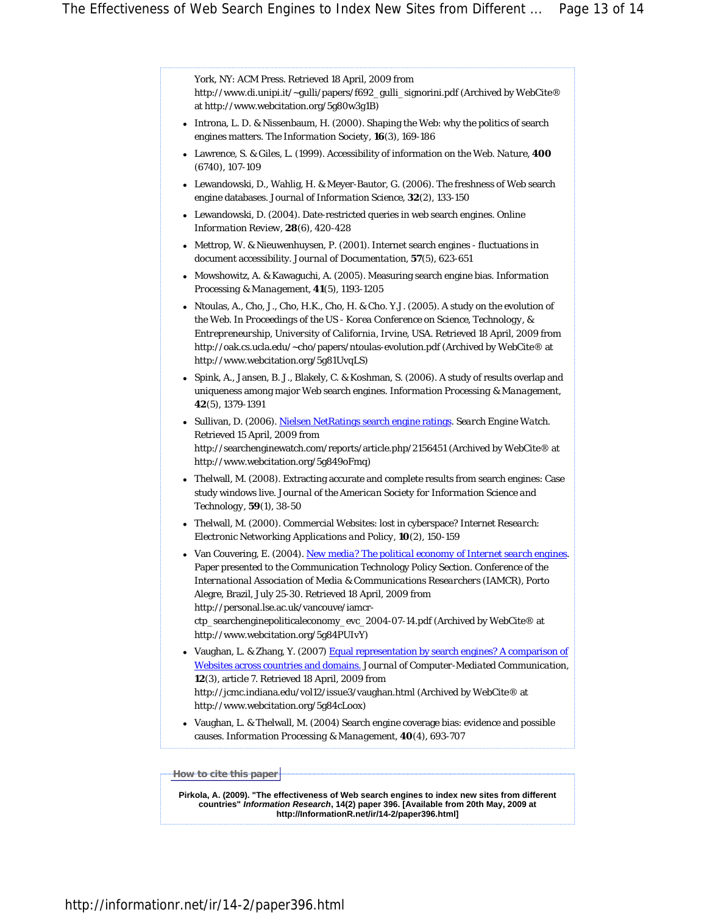York, NY: ACM Press. Retrieved 18 April, 2009 from http://www.di.unipi.it/~gulli/papers/f692_gulli_signorini.pdf (Archived by WebCite® at http://www.webcitation.org/5g80w3g1B)

- Introna, L. D. & Nissenbaum, H. (2000). Shaping the Web: why the politics of search engines matters. *The Information Society*, **16**(3), 169-186
- Lawrence, S. & Giles, L. (1999). Accessibility of information on the Web. *Nature*, **400** (6740), 107-109
- Lewandowski, D., Wahlig, H. & Meyer-Bautor, G. (2006). The freshness of Web search engine databases. *Journal of Information Science*, **32**(2), 133-150
- Lewandowski, D. (2004). Date-restricted queries in web search engines. *Online Information Review*, **28**(6), 420-428
- Mettrop, W. & Nieuwenhuysen, P. (2001). Internet search engines - fluctuations in document accessibility. *Journal of Documentation*, **57**(5), 623-651
- Mowshowitz, A. & Kawaguchi, A. (2005). Measuring search engine bias. *Information Processing & Management*, **41**(5), 1193-1205
- Ntoulas, A., Cho, J., Cho, H.K., Cho, H. & Cho. Y.J. (2005). A study on the evolution of the Web. In *Proceedings of the US - Korea Conference on Science, Technology, & Entrepreneurship, University of California, Irvine, USA*. Retrieved 18 April, 2009 from http://oak.cs.ucla.edu/~cho/papers/ntoulas-evolution.pdf (Archived by WebCite® at http://www.webcitation.org/5g81UvqLS)
- Spink, A., Jansen, B. J., Blakely, C. & Koshman, S. (2006). A study of results overlap and uniqueness among major Web search engines. *Information Processing & Management*, **42**(5), 1379-1391
- Sullivan, D. (2006). [Nielsen NetRatings search engine ratings](http://searchenginewatch.com/reports/article.php/2156451). *Search Engine Watch*. Retrieved 15 April, 2009 from http://searchenginewatch.com/reports/article.php/2156451 (Archived by WebCite® at http://www.webcitation.org/5g849oFmq)
- Thelwall, M. (2008). Extracting accurate and complete results from search engines: Case study windows live. *Journal of the American Society for Information Science and Technology*, **59**(1), 38-50
- Thelwall, M. (2000). Commercial Websites: lost in cyberspace? *Internet Research: Electronic Networking Applications and Policy*, **10**(2), 150-159
- Van Couvering, E. (2004). [New media? The political economy of Internet search engines](http://personal.lse.ac.uk/vancouve/iamcr-ctp_searchenginepoliticaleconomy_evc_2004-07-14.pdf). Paper presented to the Communication Technology Policy Section. *Conference of the International Association of Media & Communications Researchers (IAMCR), Porto Alegre, Brazil, July 25-30*. Retrieved 18 April, 2009 from http://personal.lse.ac.uk/vancouve/iamcr-ctp_searchenginepoliticaleconomy_evc_2004-07-14.pdf (Archived by WebCite® at http://www.webcitation.org/5g84PUIvY)
- Vaughan, L. & Zhang, Y. (2007) [Equal representation by search engines? A comparison of Websites across countries and domains.](http://jcmc.indiana.edu/vol12/issue3/vaughan.html) *Journal of Computer-Mediated Communication*, **12**(3), article 7. Retrieved 18 April, 2009 from http://jcmc.indiana.edu/vol12/issue3/vaughan.html (Archived by WebCite® at http://www.webcitation.org/5g84cLoox)
- Vaughan, L. & Thelwall, M. (2004) Search engine coverage bias: evidence and possible causes. *Information Processing & Management*, **40**(4), 693-707

## How to cite this paper

**Pirkola, A. (2009). "The effectiveness of Web search engines to index new sites from different countries" *Information Research*, 14(2) paper 396. [Available from 20th May, 2009 at http://InformationR.net/ir/14-2/paper396.html]**